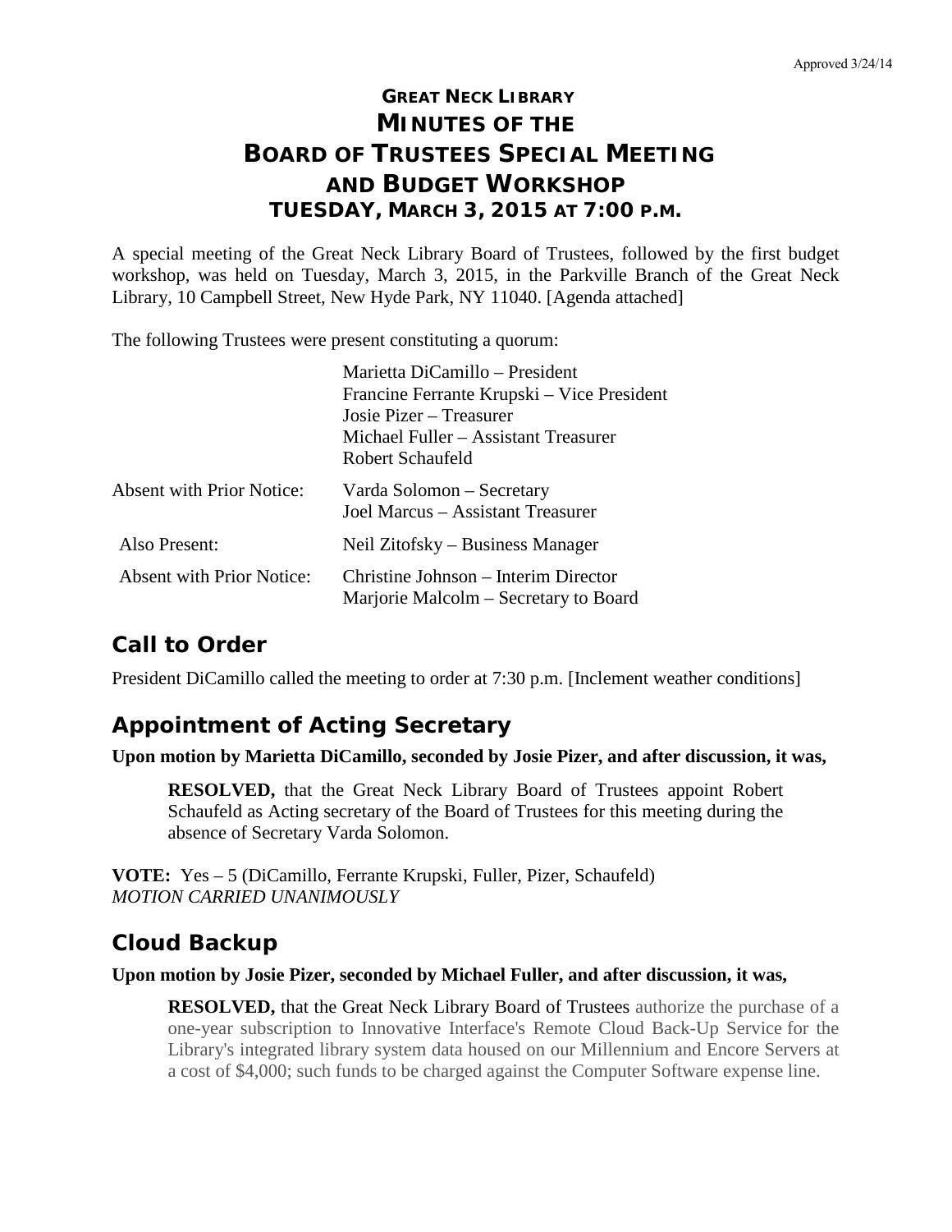Approved 3/24/14

# GREAT NECK LIBRARY
# MINUTES OF THE
# BOARD OF TRUSTEES SPECIAL MEETING
# AND BUDGET WORKSHOP
## TUESDAY, MARCH 3, 2015 AT 7:00 P.M.

A special meeting of the Great Neck Library Board of Trustees, followed by the first budget workshop, was held on Tuesday, March 3, 2015, in the Parkville Branch of the Great Neck Library, 10 Campbell Street, New Hyde Park, NY 11040. [Agenda attached]

The following Trustees were present constituting a quorum:

| | |
|---|---|
| | Marietta DiCamillo – President |
| | Francine Ferrante Krupski – Vice President |
| | Josie Pizer – Treasurer |
| | Michael Fuller – Assistant Treasurer |
| | Robert Schaufeld |
| Absent with Prior Notice: | Varda Solomon – Secretary |
| | Joel Marcus – Assistant Treasurer |
| Also Present: | Neil Zitofsky – Business Manager |
| Absent with Prior Notice: | Christine Johnson – Interim Director |
| | Marjorie Malcolm – Secretary to Board |

## Call to Order

President DiCamillo called the meeting to order at 7:30 p.m. [Inclement weather conditions]

## Appointment of Acting Secretary

**Upon motion by Marietta DiCamillo, seconded by Josie Pizer, and after discussion, it was,**

> **RESOLVED,** that the Great Neck Library Board of Trustees appoint Robert Schaufeld as Acting secretary of the Board of Trustees for this meeting during the absence of Secretary Varda Solomon.

**VOTE:** Yes – 5 (DiCamillo, Ferrante Krupski, Fuller, Pizer, Schaufeld)
*MOTION CARRIED UNANIMOUSLY*

## Cloud Backup

**Upon motion by Josie Pizer, seconded by Michael Fuller, and after discussion, it was,**

> **RESOLVED,** that the Great Neck Library Board of Trustees authorize the purchase of a one-year subscription to Innovative Interface's Remote Cloud Back-Up Service for the Library's integrated library system data housed on our Millennium and Encore Servers at a cost of $4,000; such funds to be charged against the Computer Software expense line.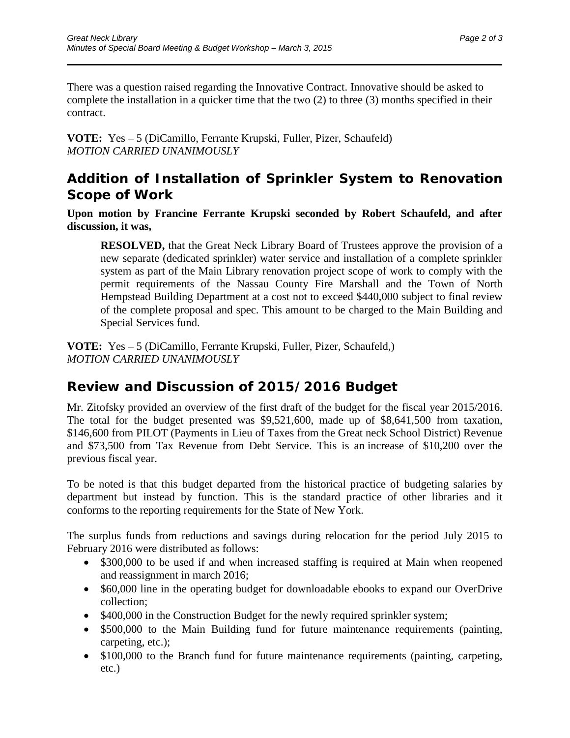There was a question raised regarding the Innovative Contract. Innovative should be asked to complete the installation in a quicker time that the two (2) to three (3) months specified in their contract.

**VOTE:** Yes – 5 (DiCamillo, Ferrante Krupski, Fuller, Pizer, Schaufeld)
*MOTION CARRIED UNANIMOUSLY*

## Addition of Installation of Sprinkler System to Renovation Scope of Work

**Upon motion by Francine Ferrante Krupski seconded by Robert Schaufeld, and after discussion, it was,**

> **RESOLVED,** that the Great Neck Library Board of Trustees approve the provision of a new separate (dedicated sprinkler) water service and installation of a complete sprinkler system as part of the Main Library renovation project scope of work to comply with the permit requirements of the Nassau County Fire Marshall and the Town of North Hempstead Building Department at a cost not to exceed $440,000 subject to final review of the complete proposal and spec. This amount to be charged to the Main Building and Special Services fund.

**VOTE:** Yes – 5 (DiCamillo, Ferrante Krupski, Fuller, Pizer, Schaufeld,)
*MOTION CARRIED UNANIMOUSLY*

## Review and Discussion of 2015/2016 Budget

Mr. Zitofsky provided an overview of the first draft of the budget for the fiscal year 2015/2016. The total for the budget presented was $9,521,600, made up of $8,641,500 from taxation, $146,600 from PILOT (Payments in Lieu of Taxes from the Great neck School District) Revenue and $73,500 from Tax Revenue from Debt Service. This is an increase of $10,200 over the previous fiscal year.

To be noted is that this budget departed from the historical practice of budgeting salaries by department but instead by function. This is the standard practice of other libraries and it conforms to the reporting requirements for the State of New York.

The surplus funds from reductions and savings during relocation for the period July 2015 to February 2016 were distributed as follows:

- $300,000 to be used if and when increased staffing is required at Main when reopened and reassignment in march 2016;
- $60,000 line in the operating budget for downloadable ebooks to expand our OverDrive collection;
- $400,000 in the Construction Budget for the newly required sprinkler system;
- $500,000 to the Main Building fund for future maintenance requirements (painting, carpeting, etc.);
- $100,000 to the Branch fund for future maintenance requirements (painting, carpeting, etc.)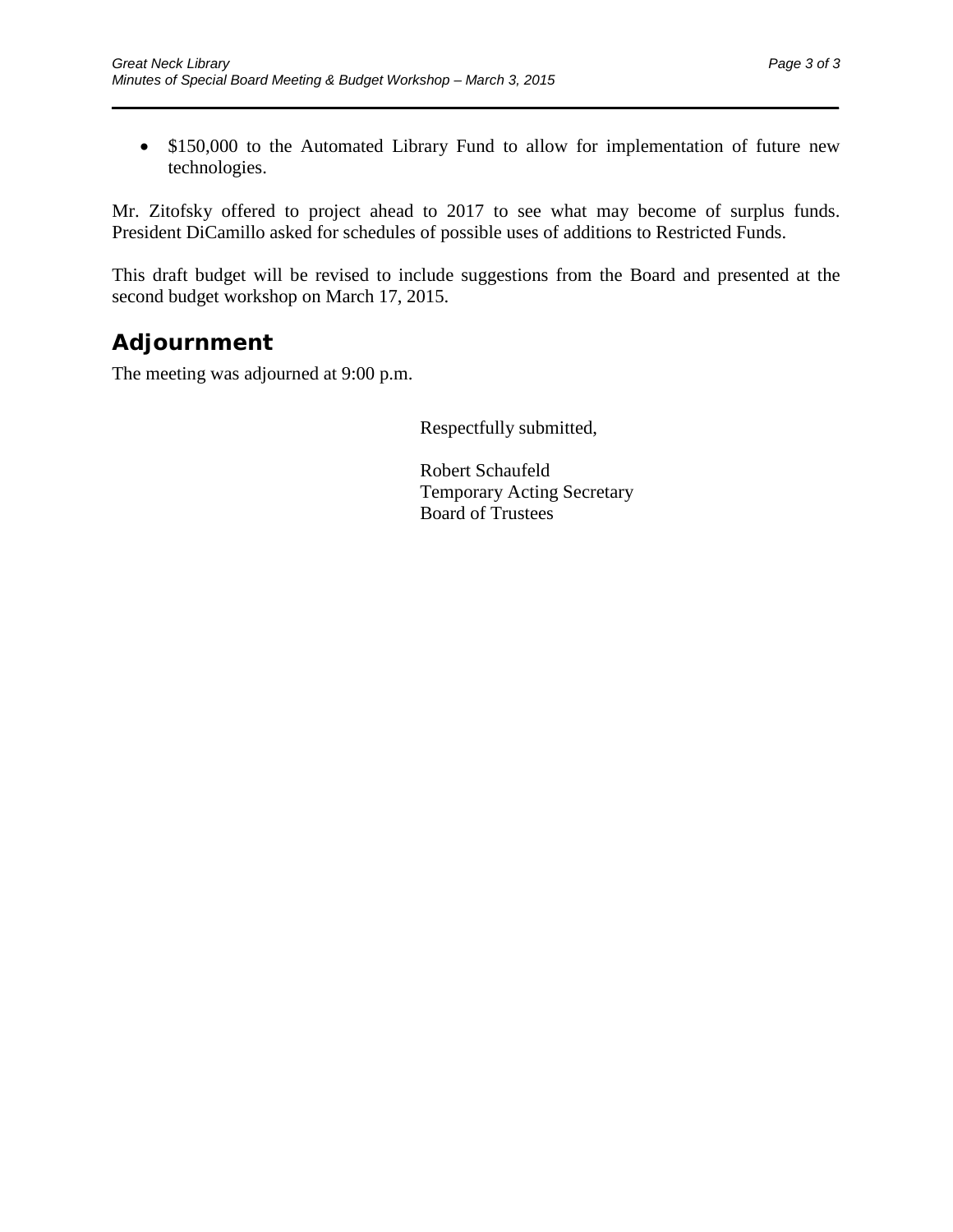- $150,000 to the Automated Library Fund to allow for implementation of future new technologies.

Mr. Zitofsky offered to project ahead to 2017 to see what may become of surplus funds. President DiCamillo asked for schedules of possible uses of additions to Restricted Funds.

This draft budget will be revised to include suggestions from the Board and presented at the second budget workshop on March 17, 2015.

## Adjournment

The meeting was adjourned at 9:00 p.m.

Respectfully submitted,

Robert Schaufeld
Temporary Acting Secretary
Board of Trustees